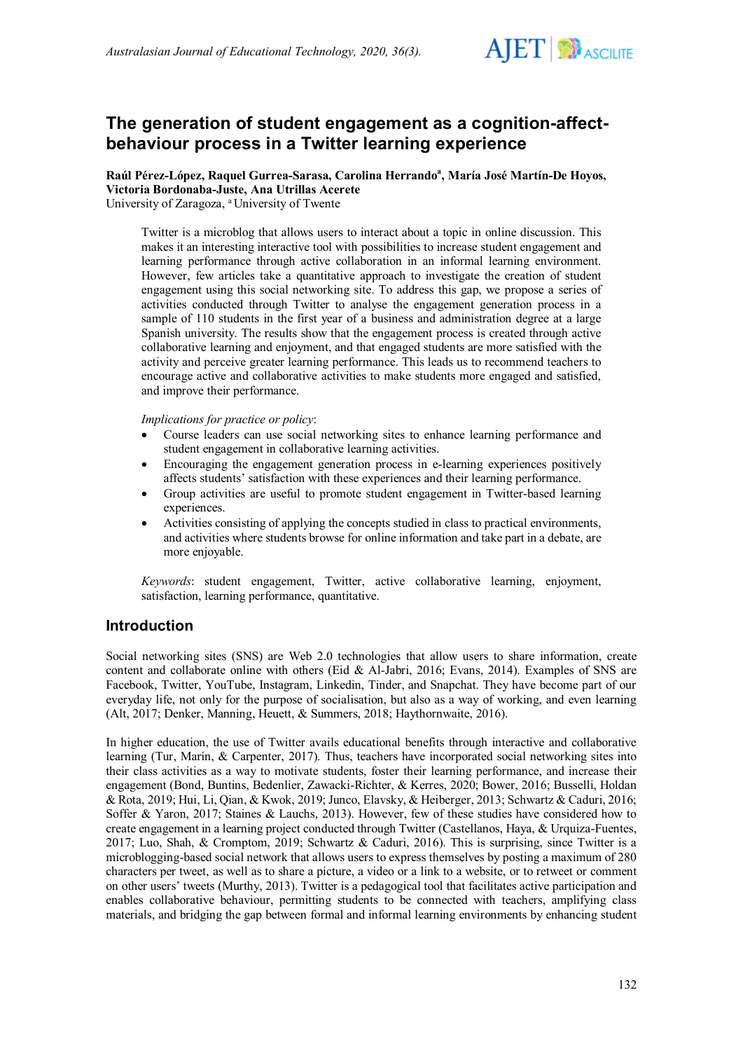# The generation of student engagement as a cognition-affect-behaviour process in a Twitter learning experience

**Raúl Pérez-López, Raquel Gurrea-Sarasa, Carolina Herrando[a], María José Martín-De Hoyos, Victoria Bordonaba-Juste, Ana Utrillas Acerete**
University of Zaragoza, [a] University of Twente

Twitter is a microblog that allows users to interact about a topic in online discussion. This makes it an interesting interactive tool with possibilities to increase student engagement and learning performance through active collaboration in an informal learning environment. However, few articles take a quantitative approach to investigate the creation of student engagement using this social networking site. To address this gap, we propose a series of activities conducted through Twitter to analyse the engagement generation process in a sample of 110 students in the first year of a business and administration degree at a large Spanish university. The results show that the engagement process is created through active collaborative learning and enjoyment, and that engaged students are more satisfied with the activity and perceive greater learning performance. This leads us to recommend teachers to encourage active and collaborative activities to make students more engaged and satisfied, and improve their performance.

*Implications for practice or policy*:

- Course leaders can use social networking sites to enhance learning performance and student engagement in collaborative learning activities.
- Encouraging the engagement generation process in e-learning experiences positively affects students' satisfaction with these experiences and their learning performance.
- Group activities are useful to promote student engagement in Twitter-based learning experiences.
- Activities consisting of applying the concepts studied in class to practical environments, and activities where students browse for online information and take part in a debate, are more enjoyable.

*Keywords*: student engagement, Twitter, active collaborative learning, enjoyment, satisfaction, learning performance, quantitative.

## Introduction

Social networking sites (SNS) are Web 2.0 technologies that allow users to share information, create content and collaborate online with others (Eid & Al-Jabri, 2016; Evans, 2014). Examples of SNS are Facebook, Twitter, YouTube, Instagram, Linkedin, Tinder, and Snapchat. They have become part of our everyday life, not only for the purpose of socialisation, but also as a way of working, and even learning (Alt, 2017; Denker, Manning, Heuett, & Summers, 2018; Haythornwaite, 2016).

In higher education, the use of Twitter avails educational benefits through interactive and collaborative learning (Tur, Marín, & Carpenter, 2017). Thus, teachers have incorporated social networking sites into their class activities as a way to motivate students, foster their learning performance, and increase their engagement (Bond, Buntins, Bedenlier, Zawacki-Richter, & Kerres, 2020; Bower, 2016; Busselli, Holdan & Rota, 2019; Hui, Li, Qian, & Kwok, 2019; Junco, Elavsky, & Heiberger, 2013; Schwartz & Caduri, 2016; Soffer & Yaron, 2017; Staines & Lauchs, 2013). However, few of these studies have considered how to create engagement in a learning project conducted through Twitter (Castellanos, Haya, & Urquiza-Fuentes, 2017; Luo, Shah, & Cromptom, 2019; Schwartz & Caduri, 2016). This is surprising, since Twitter is a microblogging-based social network that allows users to express themselves by posting a maximum of 280 characters per tweet, as well as to share a picture, a video or a link to a website, or to retweet or comment on other users' tweets (Murthy, 2013). Twitter is a pedagogical tool that facilitates active participation and enables collaborative behaviour, permitting students to be connected with teachers, amplifying class materials, and bridging the gap between formal and informal learning environments by enhancing student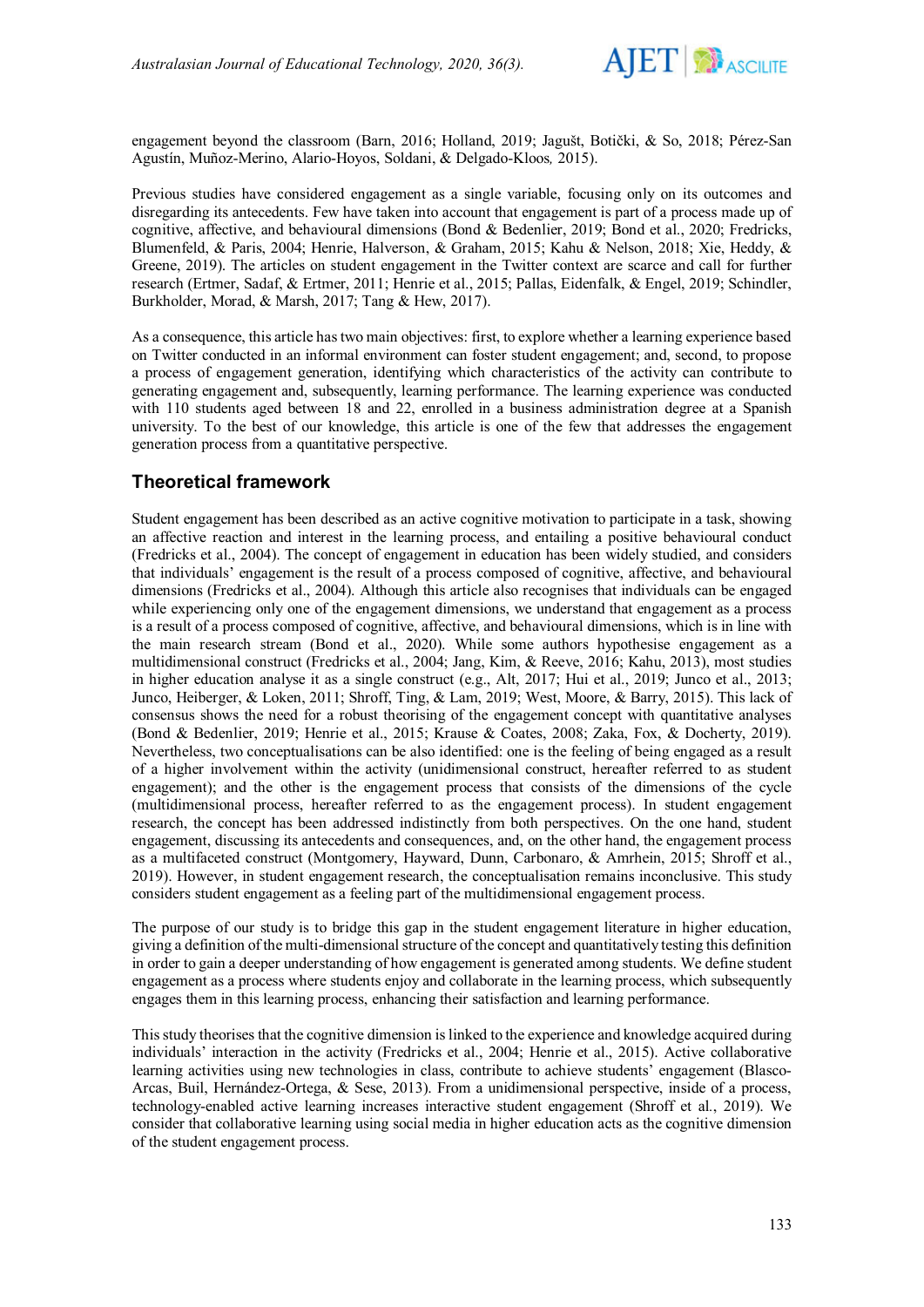engagement beyond the classroom (Barn, 2016; Holland, 2019; Jagušt, Botički, & So, 2018; Pérez-San Agustín, Muñoz-Merino, Alario-Hoyos, Soldani, & Delgado-Kloos, 2015).

Previous studies have considered engagement as a single variable, focusing only on its outcomes and disregarding its antecedents. Few have taken into account that engagement is part of a process made up of cognitive, affective, and behavioural dimensions (Bond & Bedenlier, 2019; Bond et al., 2020; Fredricks, Blumenfeld, & Paris, 2004; Henrie, Halverson, & Graham, 2015; Kahu & Nelson, 2018; Xie, Heddy, & Greene, 2019). The articles on student engagement in the Twitter context are scarce and call for further research (Ertmer, Sadaf, & Ertmer, 2011; Henrie et al., 2015; Pallas, Eidenfalk, & Engel, 2019; Schindler, Burkholder, Morad, & Marsh, 2017; Tang & Hew, 2017).

As a consequence, this article has two main objectives: first, to explore whether a learning experience based on Twitter conducted in an informal environment can foster student engagement; and, second, to propose a process of engagement generation, identifying which characteristics of the activity can contribute to generating engagement and, subsequently, learning performance. The learning experience was conducted with 110 students aged between 18 and 22, enrolled in a business administration degree at a Spanish university. To the best of our knowledge, this article is one of the few that addresses the engagement generation process from a quantitative perspective.

## Theoretical framework

Student engagement has been described as an active cognitive motivation to participate in a task, showing an affective reaction and interest in the learning process, and entailing a positive behavioural conduct (Fredricks et al., 2004). The concept of engagement in education has been widely studied, and considers that individuals' engagement is the result of a process composed of cognitive, affective, and behavioural dimensions (Fredricks et al., 2004). Although this article also recognises that individuals can be engaged while experiencing only one of the engagement dimensions, we understand that engagement as a process is a result of a process composed of cognitive, affective, and behavioural dimensions, which is in line with the main research stream (Bond et al., 2020). While some authors hypothesise engagement as a multidimensional construct (Fredricks et al., 2004; Jang, Kim, & Reeve, 2016; Kahu, 2013), most studies in higher education analyse it as a single construct (e.g., Alt, 2017; Hui et al., 2019; Junco et al., 2013; Junco, Heiberger, & Loken, 2011; Shroff, Ting, & Lam, 2019; West, Moore, & Barry, 2015). This lack of consensus shows the need for a robust theorising of the engagement concept with quantitative analyses (Bond & Bedenlier, 2019; Henrie et al., 2015; Krause & Coates, 2008; Zaka, Fox, & Docherty, 2019). Nevertheless, two conceptualisations can be also identified: one is the feeling of being engaged as a result of a higher involvement within the activity (unidimensional construct, hereafter referred to as student engagement); and the other is the engagement process that consists of the dimensions of the cycle (multidimensional process, hereafter referred to as the engagement process). In student engagement research, the concept has been addressed indistinctly from both perspectives. On the one hand, student engagement, discussing its antecedents and consequences, and, on the other hand, the engagement process as a multifaceted construct (Montgomery, Hayward, Dunn, Carbonaro, & Amrhein, 2015; Shroff et al., 2019). However, in student engagement research, the conceptualisation remains inconclusive. This study considers student engagement as a feeling part of the multidimensional engagement process.

The purpose of our study is to bridge this gap in the student engagement literature in higher education, giving a definition of the multi-dimensional structure of the concept and quantitatively testing this definition in order to gain a deeper understanding of how engagement is generated among students. We define student engagement as a process where students enjoy and collaborate in the learning process, which subsequently engages them in this learning process, enhancing their satisfaction and learning performance.

This study theorises that the cognitive dimension is linked to the experience and knowledge acquired during individuals' interaction in the activity (Fredricks et al., 2004; Henrie et al., 2015). Active collaborative learning activities using new technologies in class, contribute to achieve students' engagement (Blasco-Arcas, Buil, Hernández-Ortega, & Sese, 2013). From a unidimensional perspective, inside of a process, technology-enabled active learning increases interactive student engagement (Shroff et al., 2019). We consider that collaborative learning using social media in higher education acts as the cognitive dimension of the student engagement process.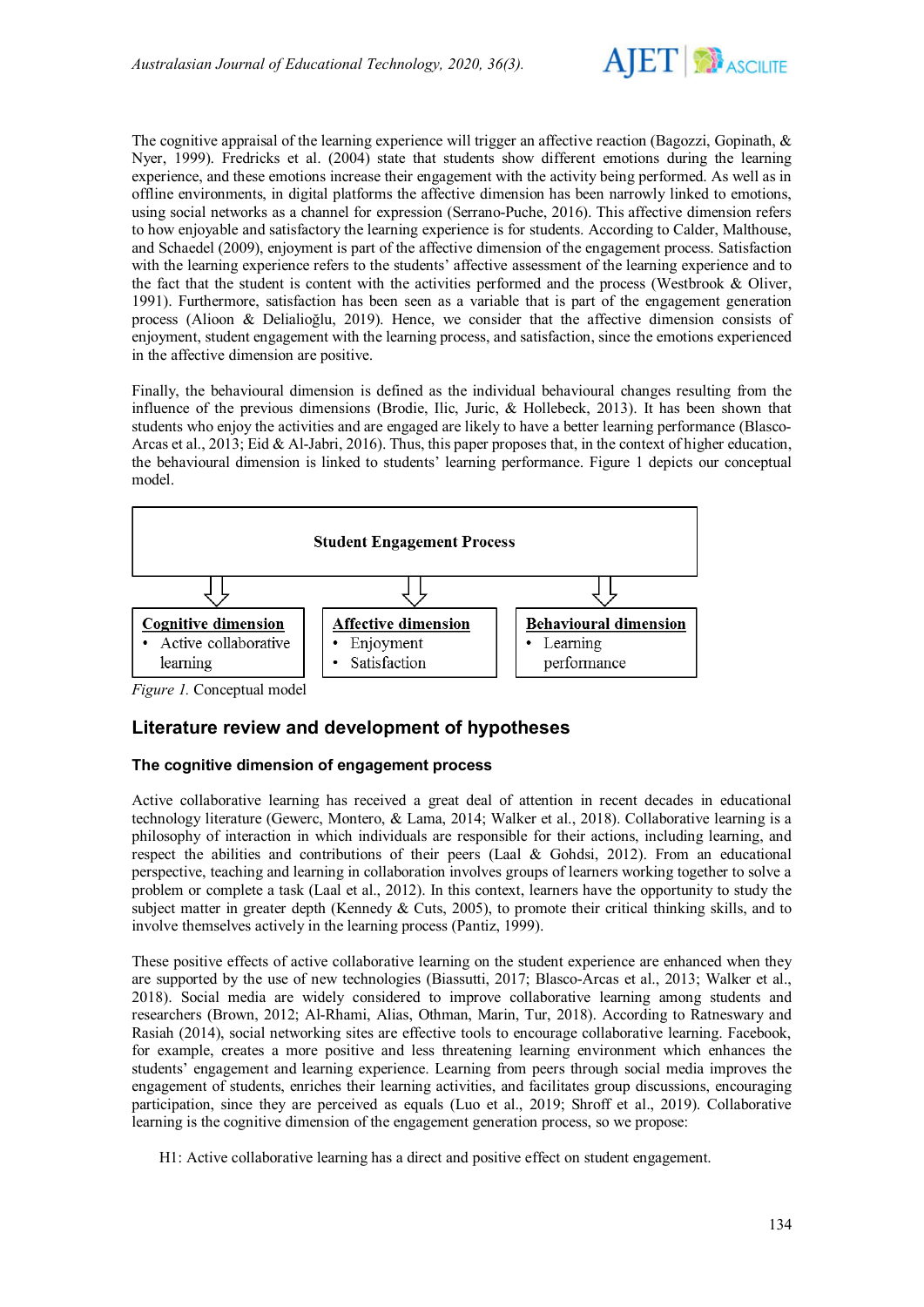The cognitive appraisal of the learning experience will trigger an affective reaction (Bagozzi, Gopinath, & Nyer, 1999). Fredricks et al. (2004) state that students show different emotions during the learning experience, and these emotions increase their engagement with the activity being performed. As well as in offline environments, in digital platforms the affective dimension has been narrowly linked to emotions, using social networks as a channel for expression (Serrano-Puche, 2016). This affective dimension refers to how enjoyable and satisfactory the learning experience is for students. According to Calder, Malthouse, and Schaedel (2009), enjoyment is part of the affective dimension of the engagement process. Satisfaction with the learning experience refers to the students' affective assessment of the learning experience and to the fact that the student is content with the activities performed and the process (Westbrook & Oliver, 1991). Furthermore, satisfaction has been seen as a variable that is part of the engagement generation process (Alioon & Delialioğlu, 2019). Hence, we consider that the affective dimension consists of enjoyment, student engagement with the learning process, and satisfaction, since the emotions experienced in the affective dimension are positive.

Finally, the behavioural dimension is defined as the individual behavioural changes resulting from the influence of the previous dimensions (Brodie, Ilic, Juric, & Hollebeck, 2013). It has been shown that students who enjoy the activities and are engaged are likely to have a better learning performance (Blasco-Arcas et al., 2013; Eid & Al-Jabri, 2016). Thus, this paper proposes that, in the context of higher education, the behavioural dimension is linked to students' learning performance. Figure 1 depicts our conceptual model.

**Student Engagement Process**

| Cognitive dimension | Affective dimension | Behavioural dimension |
|---|---|---|
| • Active collaborative learning | • Enjoyment<br>• Satisfaction | • Learning performance |

*Figure 1.* Conceptual model

## Literature review and development of hypotheses

### The cognitive dimension of engagement process

Active collaborative learning has received a great deal of attention in recent decades in educational technology literature (Gewerc, Montero, & Lama, 2014; Walker et al., 2018). Collaborative learning is a philosophy of interaction in which individuals are responsible for their actions, including learning, and respect the abilities and contributions of their peers (Laal & Gohdsi, 2012). From an educational perspective, teaching and learning in collaboration involves groups of learners working together to solve a problem or complete a task (Laal et al., 2012). In this context, learners have the opportunity to study the subject matter in greater depth (Kennedy & Cuts, 2005), to promote their critical thinking skills, and to involve themselves actively in the learning process (Pantiz, 1999).

These positive effects of active collaborative learning on the student experience are enhanced when they are supported by the use of new technologies (Biassutti, 2017; Blasco-Arcas et al., 2013; Walker et al., 2018). Social media are widely considered to improve collaborative learning among students and researchers (Brown, 2012; Al-Rhami, Alias, Othman, Marin, Tur, 2018). According to Ratneswary and Rasiah (2014), social networking sites are effective tools to encourage collaborative learning. Facebook, for example, creates a more positive and less threatening learning environment which enhances the students' engagement and learning experience. Learning from peers through social media improves the engagement of students, enriches their learning activities, and facilitates group discussions, encouraging participation, since they are perceived as equals (Luo et al., 2019; Shroff et al., 2019). Collaborative learning is the cognitive dimension of the engagement generation process, so we propose:

H1: Active collaborative learning has a direct and positive effect on student engagement.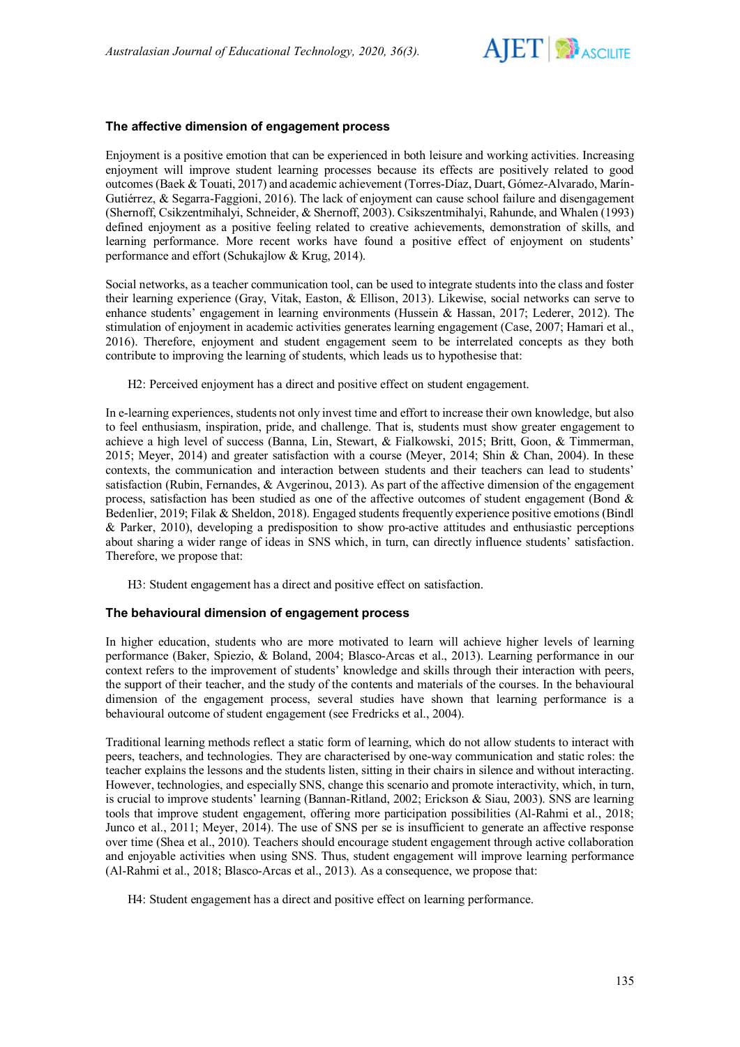### The affective dimension of engagement process

Enjoyment is a positive emotion that can be experienced in both leisure and working activities. Increasing enjoyment will improve student learning processes because its effects are positively related to good outcomes (Baek & Touati, 2017) and academic achievement (Torres-Díaz, Duart, Gómez-Alvarado, Marín-Gutiérrez, & Segarra-Faggioni, 2016). The lack of enjoyment can cause school failure and disengagement (Shernoff, Csikzentmihalyi, Schneider, & Shernoff, 2003). Csikszentmihalyi, Rahunde, and Whalen (1993) defined enjoyment as a positive feeling related to creative achievements, demonstration of skills, and learning performance. More recent works have found a positive effect of enjoyment on students' performance and effort (Schukajlow & Krug, 2014).

Social networks, as a teacher communication tool, can be used to integrate students into the class and foster their learning experience (Gray, Vitak, Easton, & Ellison, 2013). Likewise, social networks can serve to enhance students' engagement in learning environments (Hussein & Hassan, 2017; Lederer, 2012). The stimulation of enjoyment in academic activities generates learning engagement (Case, 2007; Hamari et al., 2016). Therefore, enjoyment and student engagement seem to be interrelated concepts as they both contribute to improving the learning of students, which leads us to hypothesise that:

H2: Perceived enjoyment has a direct and positive effect on student engagement.

In e-learning experiences, students not only invest time and effort to increase their own knowledge, but also to feel enthusiasm, inspiration, pride, and challenge. That is, students must show greater engagement to achieve a high level of success (Banna, Lin, Stewart, & Fialkowski, 2015; Britt, Goon, & Timmerman, 2015; Meyer, 2014) and greater satisfaction with a course (Meyer, 2014; Shin & Chan, 2004). In these contexts, the communication and interaction between students and their teachers can lead to students' satisfaction (Rubin, Fernandes, & Avgerinou, 2013). As part of the affective dimension of the engagement process, satisfaction has been studied as one of the affective outcomes of student engagement (Bond & Bedenlier, 2019; Filak & Sheldon, 2018). Engaged students frequently experience positive emotions (Bindl & Parker, 2010), developing a predisposition to show pro-active attitudes and enthusiastic perceptions about sharing a wider range of ideas in SNS which, in turn, can directly influence students' satisfaction. Therefore, we propose that:

H3: Student engagement has a direct and positive effect on satisfaction.

### The behavioural dimension of engagement process

In higher education, students who are more motivated to learn will achieve higher levels of learning performance (Baker, Spiezio, & Boland, 2004; Blasco-Arcas et al., 2013). Learning performance in our context refers to the improvement of students' knowledge and skills through their interaction with peers, the support of their teacher, and the study of the contents and materials of the courses. In the behavioural dimension of the engagement process, several studies have shown that learning performance is a behavioural outcome of student engagement (see Fredricks et al., 2004).

Traditional learning methods reflect a static form of learning, which do not allow students to interact with peers, teachers, and technologies. They are characterised by one-way communication and static roles: the teacher explains the lessons and the students listen, sitting in their chairs in silence and without interacting. However, technologies, and especially SNS, change this scenario and promote interactivity, which, in turn, is crucial to improve students' learning (Bannan-Ritland, 2002; Erickson & Siau, 2003). SNS are learning tools that improve student engagement, offering more participation possibilities (Al-Rahmi et al., 2018; Junco et al., 2011; Meyer, 2014). The use of SNS per se is insufficient to generate an affective response over time (Shea et al., 2010). Teachers should encourage student engagement through active collaboration and enjoyable activities when using SNS. Thus, student engagement will improve learning performance (Al-Rahmi et al., 2018; Blasco-Arcas et al., 2013). As a consequence, we propose that:

H4: Student engagement has a direct and positive effect on learning performance.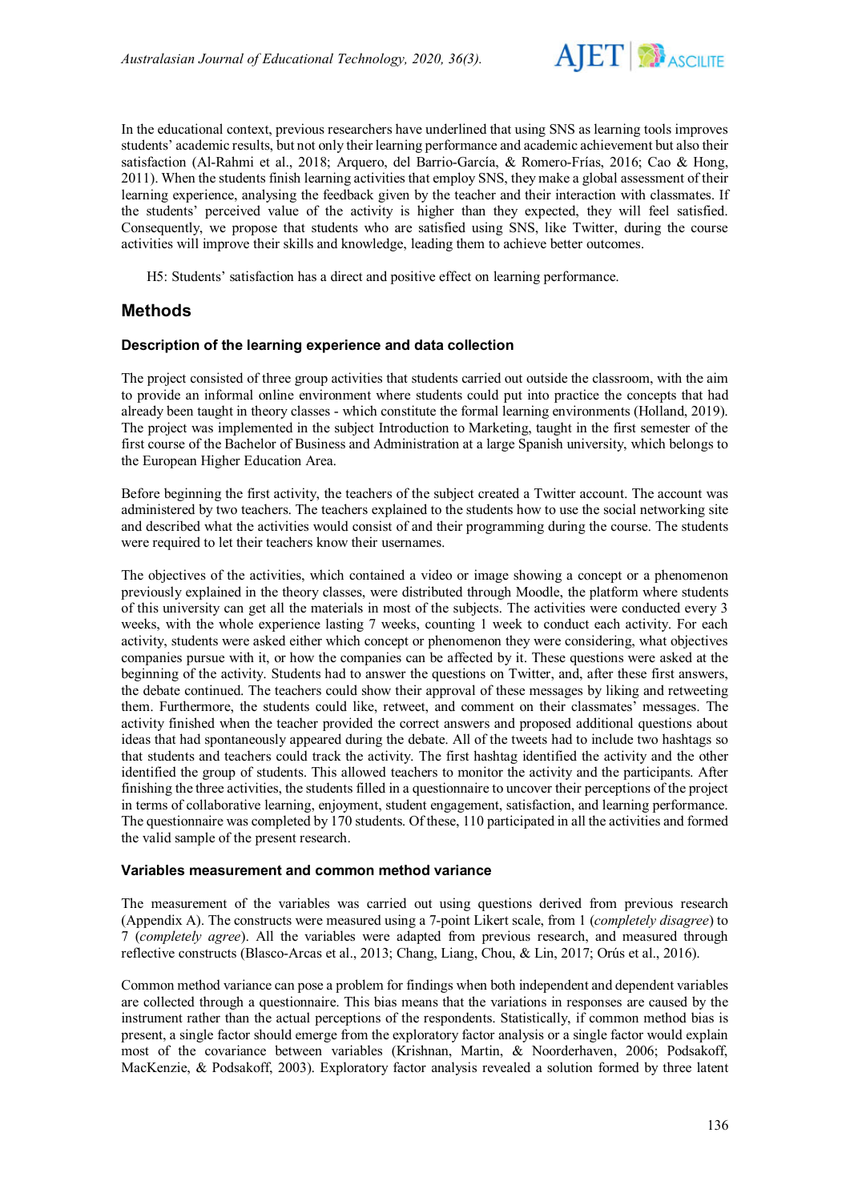In the educational context, previous researchers have underlined that using SNS as learning tools improves students' academic results, but not only their learning performance and academic achievement but also their satisfaction (Al-Rahmi et al., 2018; Arquero, del Barrio-García, & Romero-Frías, 2016; Cao & Hong, 2011). When the students finish learning activities that employ SNS, they make a global assessment of their learning experience, analysing the feedback given by the teacher and their interaction with classmates. If the students' perceived value of the activity is higher than they expected, they will feel satisfied. Consequently, we propose that students who are satisfied using SNS, like Twitter, during the course activities will improve their skills and knowledge, leading them to achieve better outcomes.

H5: Students' satisfaction has a direct and positive effect on learning performance.

## Methods

### Description of the learning experience and data collection

The project consisted of three group activities that students carried out outside the classroom, with the aim to provide an informal online environment where students could put into practice the concepts that had already been taught in theory classes - which constitute the formal learning environments (Holland, 2019). The project was implemented in the subject Introduction to Marketing, taught in the first semester of the first course of the Bachelor of Business and Administration at a large Spanish university, which belongs to the European Higher Education Area.

Before beginning the first activity, the teachers of the subject created a Twitter account. The account was administered by two teachers. The teachers explained to the students how to use the social networking site and described what the activities would consist of and their programming during the course. The students were required to let their teachers know their usernames.

The objectives of the activities, which contained a video or image showing a concept or a phenomenon previously explained in the theory classes, were distributed through Moodle, the platform where students of this university can get all the materials in most of the subjects. The activities were conducted every 3 weeks, with the whole experience lasting 7 weeks, counting 1 week to conduct each activity. For each activity, students were asked either which concept or phenomenon they were considering, what objectives companies pursue with it, or how the companies can be affected by it. These questions were asked at the beginning of the activity. Students had to answer the questions on Twitter, and, after these first answers, the debate continued. The teachers could show their approval of these messages by liking and retweeting them. Furthermore, the students could like, retweet, and comment on their classmates' messages. The activity finished when the teacher provided the correct answers and proposed additional questions about ideas that had spontaneously appeared during the debate. All of the tweets had to include two hashtags so that students and teachers could track the activity. The first hashtag identified the activity and the other identified the group of students. This allowed teachers to monitor the activity and the participants. After finishing the three activities, the students filled in a questionnaire to uncover their perceptions of the project in terms of collaborative learning, enjoyment, student engagement, satisfaction, and learning performance. The questionnaire was completed by 170 students. Of these, 110 participated in all the activities and formed the valid sample of the present research.

### Variables measurement and common method variance

The measurement of the variables was carried out using questions derived from previous research (Appendix A). The constructs were measured using a 7-point Likert scale, from 1 (*completely disagree*) to 7 (*completely agree*). All the variables were adapted from previous research, and measured through reflective constructs (Blasco-Arcas et al., 2013; Chang, Liang, Chou, & Lin, 2017; Orús et al., 2016).

Common method variance can pose a problem for findings when both independent and dependent variables are collected through a questionnaire. This bias means that the variations in responses are caused by the instrument rather than the actual perceptions of the respondents. Statistically, if common method bias is present, a single factor should emerge from the exploratory factor analysis or a single factor would explain most of the covariance between variables (Krishnan, Martin, & Noorderhaven, 2006; Podsakoff, MacKenzie, & Podsakoff, 2003). Exploratory factor analysis revealed a solution formed by three latent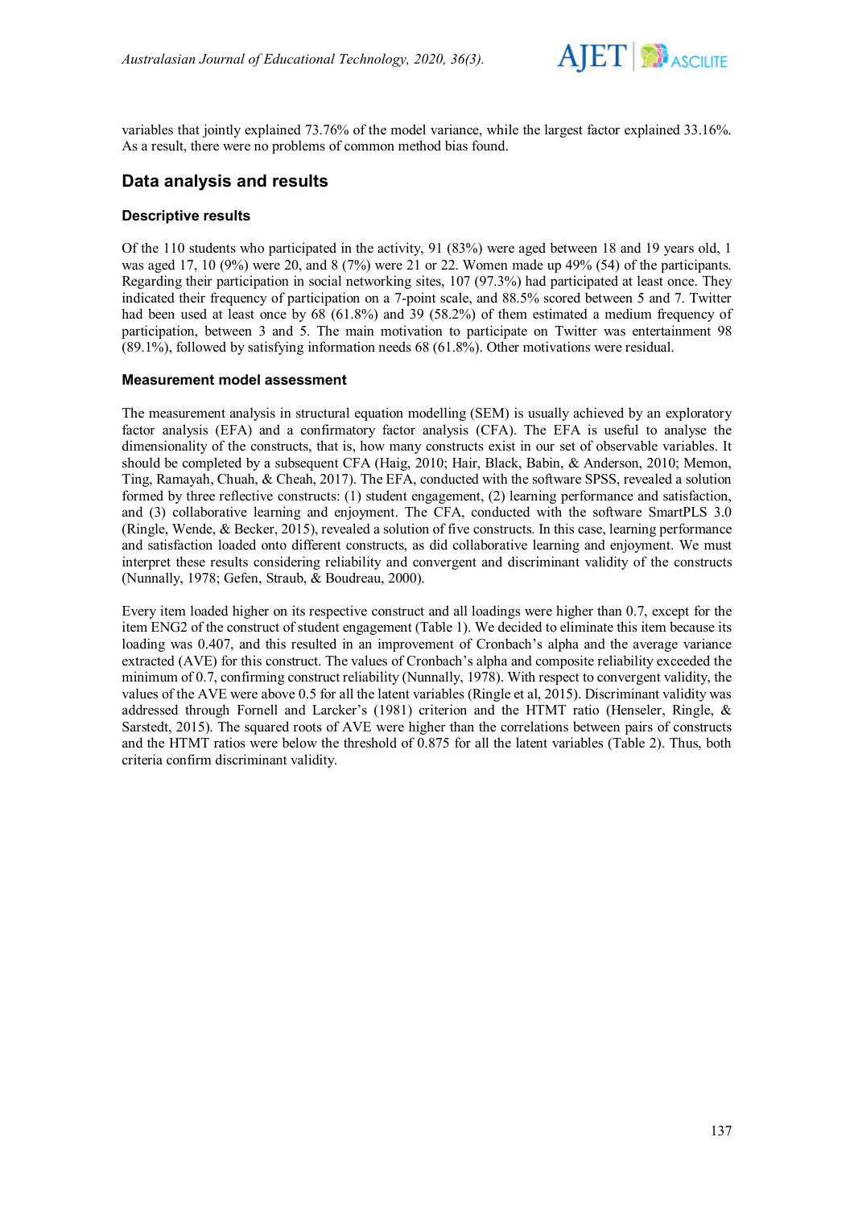variables that jointly explained 73.76% of the model variance, while the largest factor explained 33.16%. As a result, there were no problems of common method bias found.

## Data analysis and results

### Descriptive results

Of the 110 students who participated in the activity, 91 (83%) were aged between 18 and 19 years old, 1 was aged 17, 10 (9%) were 20, and 8 (7%) were 21 or 22. Women made up 49% (54) of the participants. Regarding their participation in social networking sites, 107 (97.3%) had participated at least once. They indicated their frequency of participation on a 7-point scale, and 88.5% scored between 5 and 7. Twitter had been used at least once by 68 (61.8%) and 39 (58.2%) of them estimated a medium frequency of participation, between 3 and 5. The main motivation to participate on Twitter was entertainment 98 (89.1%), followed by satisfying information needs 68 (61.8%). Other motivations were residual.

### Measurement model assessment

The measurement analysis in structural equation modelling (SEM) is usually achieved by an exploratory factor analysis (EFA) and a confirmatory factor analysis (CFA). The EFA is useful to analyse the dimensionality of the constructs, that is, how many constructs exist in our set of observable variables. It should be completed by a subsequent CFA (Haig, 2010; Hair, Black, Babin, & Anderson, 2010; Memon, Ting, Ramayah, Chuah, & Cheah, 2017). The EFA, conducted with the software SPSS, revealed a solution formed by three reflective constructs: (1) student engagement, (2) learning performance and satisfaction, and (3) collaborative learning and enjoyment. The CFA, conducted with the software SmartPLS 3.0 (Ringle, Wende, & Becker, 2015), revealed a solution of five constructs. In this case, learning performance and satisfaction loaded onto different constructs, as did collaborative learning and enjoyment. We must interpret these results considering reliability and convergent and discriminant validity of the constructs (Nunnally, 1978; Gefen, Straub, & Boudreau, 2000).

Every item loaded higher on its respective construct and all loadings were higher than 0.7, except for the item ENG2 of the construct of student engagement (Table 1). We decided to eliminate this item because its loading was 0.407, and this resulted in an improvement of Cronbach's alpha and the average variance extracted (AVE) for this construct. The values of Cronbach's alpha and composite reliability exceeded the minimum of 0.7, confirming construct reliability (Nunnally, 1978). With respect to convergent validity, the values of the AVE were above 0.5 for all the latent variables (Ringle et al, 2015). Discriminant validity was addressed through Fornell and Larcker's (1981) criterion and the HTMT ratio (Henseler, Ringle, & Sarstedt, 2015). The squared roots of AVE were higher than the correlations between pairs of constructs and the HTMT ratios were below the threshold of 0.875 for all the latent variables (Table 2). Thus, both criteria confirm discriminant validity.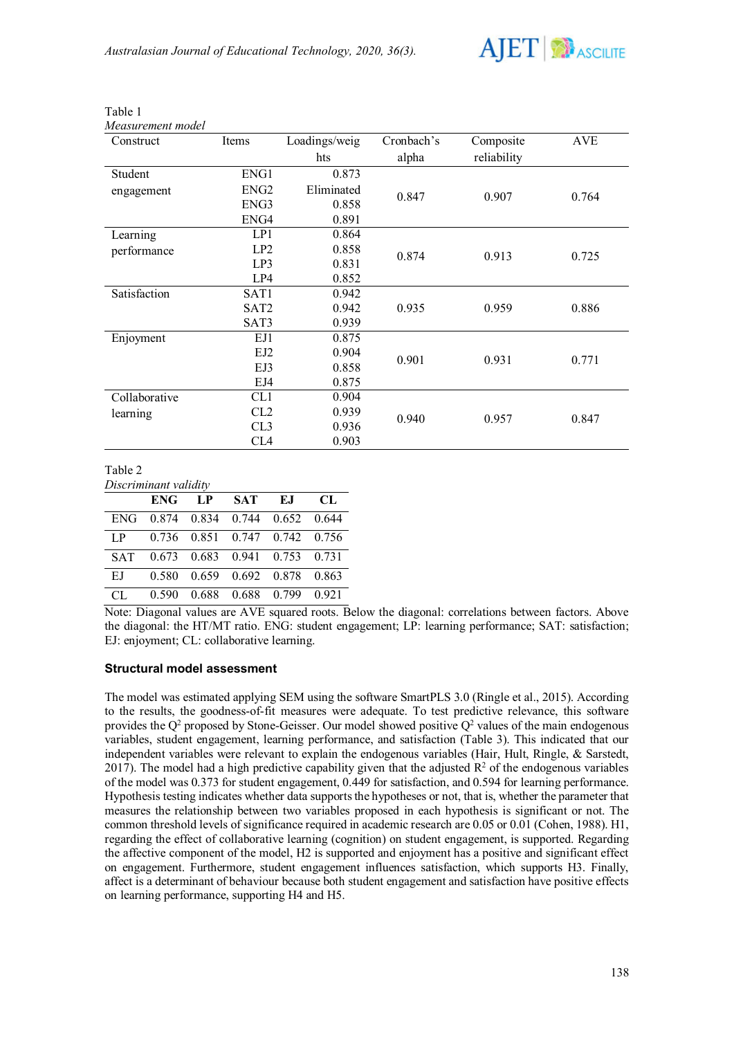Table 1

*Measurement model*

| Construct | Items | Loadings/weights | Cronbach's alpha | Composite reliability | AVE |
|---|---|---|---|---|---|
| Student engagement | ENG1 | 0.873 | 0.847 | 0.907 | 0.764 |
| | ENG2 | Eliminated | | | |
| | ENG3 | 0.858 | | | |
| | ENG4 | 0.891 | | | |
| Learning performance | LP1 | 0.864 | 0.874 | 0.913 | 0.725 |
| | LP2 | 0.858 | | | |
| | LP3 | 0.831 | | | |
| | LP4 | 0.852 | | | |
| Satisfaction | SAT1 | 0.942 | 0.935 | 0.959 | 0.886 |
| | SAT2 | 0.942 | | | |
| | SAT3 | 0.939 | | | |
| Enjoyment | EJ1 | 0.875 | 0.901 | 0.931 | 0.771 |
| | EJ2 | 0.904 | | | |
| | EJ3 | 0.858 | | | |
| | EJ4 | 0.875 | | | |
| Collaborative learning | CL1 | 0.904 | 0.940 | 0.957 | 0.847 |
| | CL2 | 0.939 | | | |
| | CL3 | 0.936 | | | |
| | CL4 | 0.903 | | | |

Table 2

*Discriminant validity*

| | **ENG** | **LP** | **SAT** | **EJ** | **CL** |
|---|---|---|---|---|---|
| ENG | 0.874 | 0.834 | 0.744 | 0.652 | 0.644 |
| LP | 0.736 | 0.851 | 0.747 | 0.742 | 0.756 |
| SAT | 0.673 | 0.683 | 0.941 | 0.753 | 0.731 |
| EJ | 0.580 | 0.659 | 0.692 | 0.878 | 0.863 |
| CL | 0.590 | 0.688 | 0.688 | 0.799 | 0.921 |

Note: Diagonal values are AVE squared roots. Below the diagonal: correlations between factors. Above the diagonal: the HT/MT ratio. ENG: student engagement; LP: learning performance; SAT: satisfaction; EJ: enjoyment; CL: collaborative learning.

### Structural model assessment

The model was estimated applying SEM using the software SmartPLS 3.0 (Ringle et al., 2015). According to the results, the goodness-of-fit measures were adequate. To test predictive relevance, this software provides the $Q^2$ proposed by Stone-Geisser. Our model showed positive $Q^2$ values of the main endogenous variables, student engagement, learning performance, and satisfaction (Table 3). This indicated that our independent variables were relevant to explain the endogenous variables (Hair, Hult, Ringle, & Sarstedt, 2017). The model had a high predictive capability given that the adjusted $R^2$ of the endogenous variables of the model was 0.373 for student engagement, 0.449 for satisfaction, and 0.594 for learning performance. Hypothesis testing indicates whether data supports the hypotheses or not, that is, whether the parameter that measures the relationship between two variables proposed in each hypothesis is significant or not. The common threshold levels of significance required in academic research are 0.05 or 0.01 (Cohen, 1988). H1, regarding the effect of collaborative learning (cognition) on student engagement, is supported. Regarding the affective component of the model, H2 is supported and enjoyment has a positive and significant effect on engagement. Furthermore, student engagement influences satisfaction, which supports H3. Finally, affect is a determinant of behaviour because both student engagement and satisfaction have positive effects on learning performance, supporting H4 and H5.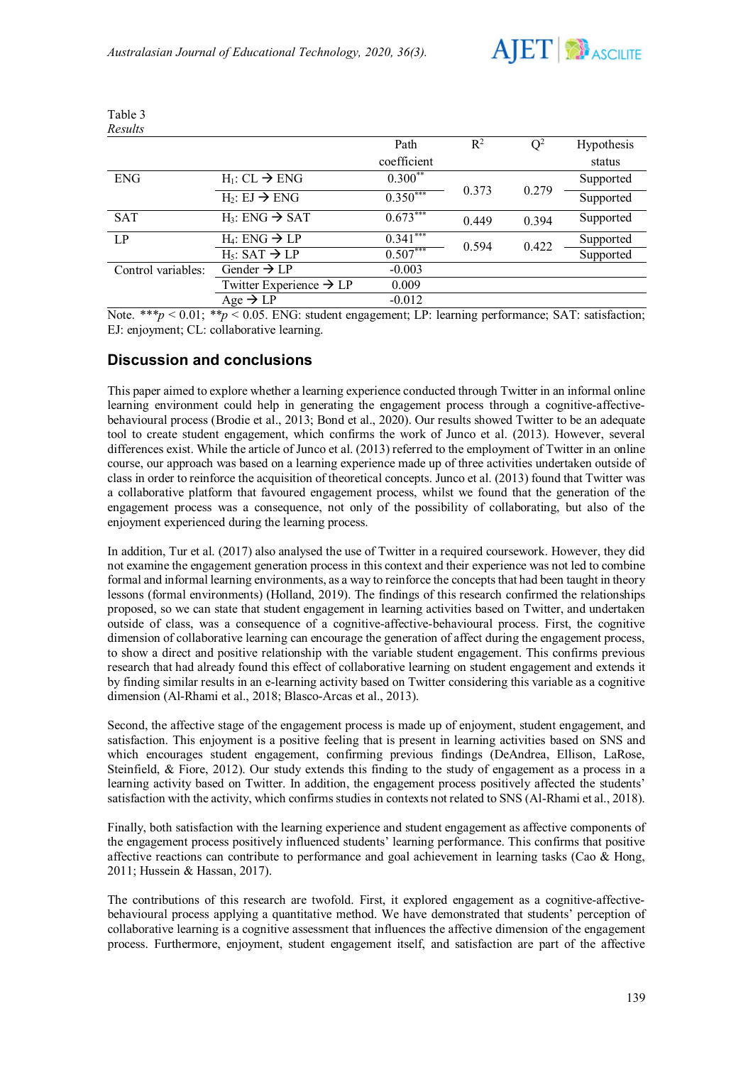Table 3
*Results*

| | | Path coefficient | $R^2$ | $Q^2$ | Hypothesis status |
|---|---|---|---|---|---|
| ENG | $H_1$: CL → ENG | $0.300^{**}$ | 0.373 | 0.279 | Supported |
| | $H_2$: EJ → ENG | $0.350^{***}$ | | | Supported |
| SAT | $H_3$: ENG → SAT | $0.673^{***}$ | 0.449 | 0.394 | Supported |
| LP | $H_4$: ENG → LP | $0.341^{***}$ | 0.594 | 0.422 | Supported |
| | $H_5$: SAT → LP | $0.507^{***}$ | | | Supported |
| Control variables: | Gender → LP | -0.003 | | | |
| | Twitter Experience → LP | 0.009 | | | |
| | Age → LP | -0.012 | | | |

Note. ***$p < 0.01$; **$p < 0.05$. ENG: student engagement; LP: learning performance; SAT: satisfaction; EJ: enjoyment; CL: collaborative learning.

## Discussion and conclusions

This paper aimed to explore whether a learning experience conducted through Twitter in an informal online learning environment could help in generating the engagement process through a cognitive-affective-behavioural process (Brodie et al., 2013; Bond et al., 2020). Our results showed Twitter to be an adequate tool to create student engagement, which confirms the work of Junco et al. (2013). However, several differences exist. While the article of Junco et al. (2013) referred to the employment of Twitter in an online course, our approach was based on a learning experience made up of three activities undertaken outside of class in order to reinforce the acquisition of theoretical concepts. Junco et al. (2013) found that Twitter was a collaborative platform that favoured engagement process, whilst we found that the generation of the engagement process was a consequence, not only of the possibility of collaborating, but also of the enjoyment experienced during the learning process.

In addition, Tur et al. (2017) also analysed the use of Twitter in a required coursework. However, they did not examine the engagement generation process in this context and their experience was not led to combine formal and informal learning environments, as a way to reinforce the concepts that had been taught in theory lessons (formal environments) (Holland, 2019). The findings of this research confirmed the relationships proposed, so we can state that student engagement in learning activities based on Twitter, and undertaken outside of class, was a consequence of a cognitive-affective-behavioural process. First, the cognitive dimension of collaborative learning can encourage the generation of affect during the engagement process, to show a direct and positive relationship with the variable student engagement. This confirms previous research that had already found this effect of collaborative learning on student engagement and extends it by finding similar results in an e-learning activity based on Twitter considering this variable as a cognitive dimension (Al-Rhami et al., 2018; Blasco-Arcas et al., 2013).

Second, the affective stage of the engagement process is made up of enjoyment, student engagement, and satisfaction. This enjoyment is a positive feeling that is present in learning activities based on SNS and which encourages student engagement, confirming previous findings (DeAndrea, Ellison, LaRose, Steinfield, & Fiore, 2012). Our study extends this finding to the study of engagement as a process in a learning activity based on Twitter. In addition, the engagement process positively affected the students' satisfaction with the activity, which confirms studies in contexts not related to SNS (Al-Rhami et al., 2018).

Finally, both satisfaction with the learning experience and student engagement as affective components of the engagement process positively influenced students' learning performance. This confirms that positive affective reactions can contribute to performance and goal achievement in learning tasks (Cao & Hong, 2011; Hussein & Hassan, 2017).

The contributions of this research are twofold. First, it explored engagement as a cognitive-affective-behavioural process applying a quantitative method. We have demonstrated that students' perception of collaborative learning is a cognitive assessment that influences the affective dimension of the engagement process. Furthermore, enjoyment, student engagement itself, and satisfaction are part of the affective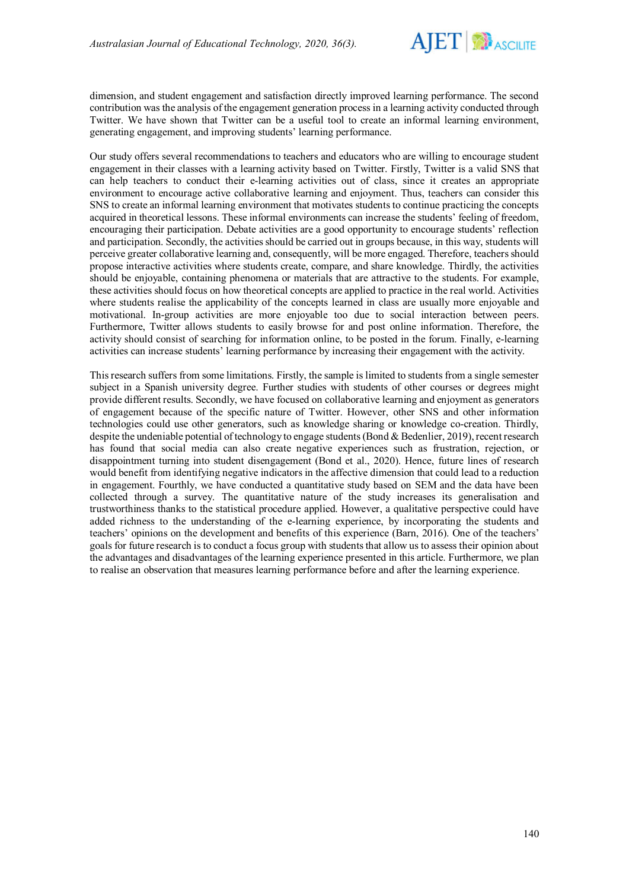dimension, and student engagement and satisfaction directly improved learning performance. The second contribution was the analysis of the engagement generation process in a learning activity conducted through Twitter. We have shown that Twitter can be a useful tool to create an informal learning environment, generating engagement, and improving students' learning performance.

Our study offers several recommendations to teachers and educators who are willing to encourage student engagement in their classes with a learning activity based on Twitter. Firstly, Twitter is a valid SNS that can help teachers to conduct their e-learning activities out of class, since it creates an appropriate environment to encourage active collaborative learning and enjoyment. Thus, teachers can consider this SNS to create an informal learning environment that motivates students to continue practicing the concepts acquired in theoretical lessons. These informal environments can increase the students' feeling of freedom, encouraging their participation. Debate activities are a good opportunity to encourage students' reflection and participation. Secondly, the activities should be carried out in groups because, in this way, students will perceive greater collaborative learning and, consequently, will be more engaged. Therefore, teachers should propose interactive activities where students create, compare, and share knowledge. Thirdly, the activities should be enjoyable, containing phenomena or materials that are attractive to the students. For example, these activities should focus on how theoretical concepts are applied to practice in the real world. Activities where students realise the applicability of the concepts learned in class are usually more enjoyable and motivational. In-group activities are more enjoyable too due to social interaction between peers. Furthermore, Twitter allows students to easily browse for and post online information. Therefore, the activity should consist of searching for information online, to be posted in the forum. Finally, e-learning activities can increase students' learning performance by increasing their engagement with the activity.

This research suffers from some limitations. Firstly, the sample is limited to students from a single semester subject in a Spanish university degree. Further studies with students of other courses or degrees might provide different results. Secondly, we have focused on collaborative learning and enjoyment as generators of engagement because of the specific nature of Twitter. However, other SNS and other information technologies could use other generators, such as knowledge sharing or knowledge co-creation. Thirdly, despite the undeniable potential of technology to engage students (Bond & Bedenlier, 2019), recent research has found that social media can also create negative experiences such as frustration, rejection, or disappointment turning into student disengagement (Bond et al., 2020). Hence, future lines of research would benefit from identifying negative indicators in the affective dimension that could lead to a reduction in engagement. Fourthly, we have conducted a quantitative study based on SEM and the data have been collected through a survey. The quantitative nature of the study increases its generalisation and trustworthiness thanks to the statistical procedure applied. However, a qualitative perspective could have added richness to the understanding of the e-learning experience, by incorporating the students and teachers' opinions on the development and benefits of this experience (Barn, 2016). One of the teachers' goals for future research is to conduct a focus group with students that allow us to assess their opinion about the advantages and disadvantages of the learning experience presented in this article. Furthermore, we plan to realise an observation that measures learning performance before and after the learning experience.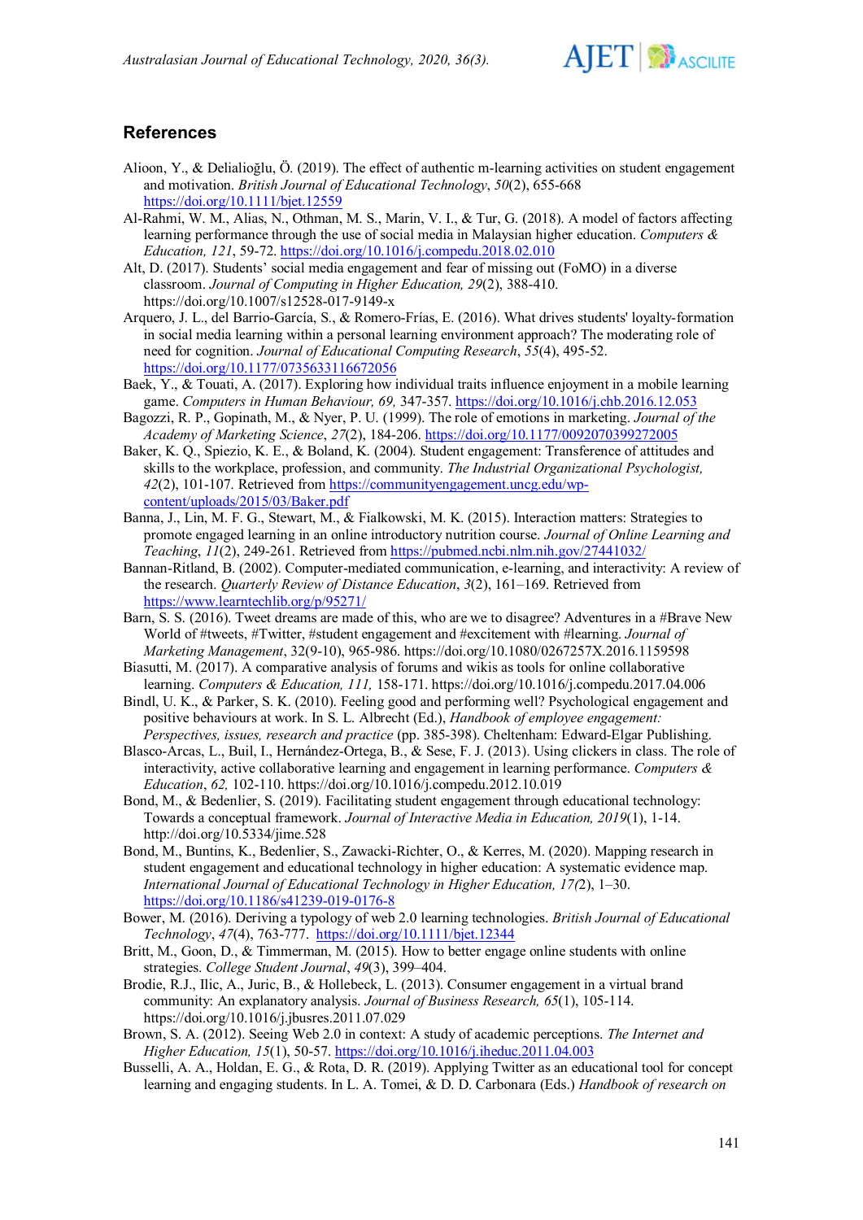## References

Alioon, Y., & Delialioğlu, Ö. (2019). The effect of authentic m-learning activities on student engagement and motivation. *British Journal of Educational Technology*, *50*(2), 655-668 https://doi.org/10.1111/bjet.12559

Al-Rahmi, W. M., Alias, N., Othman, M. S., Marin, V. I., & Tur, G. (2018). A model of factors affecting learning performance through the use of social media in Malaysian higher education. *Computers & Education, 121*, 59-72. https://doi.org/10.1016/j.compedu.2018.02.010

Alt, D. (2017). Students' social media engagement and fear of missing out (FoMO) in a diverse classroom. *Journal of Computing in Higher Education, 29*(2), 388-410. https://doi.org/10.1007/s12528-017-9149-x

Arquero, J. L., del Barrio-García, S., & Romero-Frías, E. (2016). What drives students' loyalty-formation in social media learning within a personal learning environment approach? The moderating role of need for cognition. *Journal of Educational Computing Research*, *55*(4), 495-52. https://doi.org/10.1177/0735633116672056

Baek, Y., & Touati, A. (2017). Exploring how individual traits influence enjoyment in a mobile learning game. *Computers in Human Behaviour, 69,* 347-357. https://doi.org/10.1016/j.chb.2016.12.053

Bagozzi, R. P., Gopinath, M., & Nyer, P. U. (1999). The role of emotions in marketing. *Journal of the Academy of Marketing Science*, *27*(2), 184-206. https://doi.org/10.1177/0092070399272005

Baker, K. Q., Spiezio, K. E., & Boland, K. (2004). Student engagement: Transference of attitudes and skills to the workplace, profession, and community. *The Industrial Organizational Psychologist, 42*(2), 101-107. Retrieved from https://communityengagement.uncg.edu/wp-content/uploads/2015/03/Baker.pdf

Banna, J., Lin, M. F. G., Stewart, M., & Fialkowski, M. K. (2015). Interaction matters: Strategies to promote engaged learning in an online introductory nutrition course. *Journal of Online Learning and Teaching*, *11*(2), 249-261. Retrieved from https://pubmed.ncbi.nlm.nih.gov/27441032/

Bannan-Ritland, B. (2002). Computer-mediated communication, e-learning, and interactivity: A review of the research. *Quarterly Review of Distance Education*, *3*(2), 161–169. Retrieved from https://www.learntechlib.org/p/95271/

Barn, S. S. (2016). Tweet dreams are made of this, who are we to disagree? Adventures in a #Brave New World of #tweets, #Twitter, #student engagement and #excitement with #learning. *Journal of Marketing Management*, 32(9-10), 965-986. https://doi.org/10.1080/0267257X.2016.1159598

Biasutti, M. (2017). A comparative analysis of forums and wikis as tools for online collaborative learning. *Computers & Education, 111,* 158-171. https://doi.org/10.1016/j.compedu.2017.04.006

Bindl, U. K., & Parker, S. K. (2010). Feeling good and performing well? Psychological engagement and positive behaviours at work. In S. L. Albrecht (Ed.), *Handbook of employee engagement: Perspectives, issues, research and practice* (pp. 385-398). Cheltenham: Edward-Elgar Publishing.

Blasco-Arcas, L., Buil, I., Hernández-Ortega, B., & Sese, F. J. (2013). Using clickers in class. The role of interactivity, active collaborative learning and engagement in learning performance. *Computers & Education*, *62,* 102-110. https://doi.org/10.1016/j.compedu.2012.10.019

Bond, M., & Bedenlier, S. (2019). Facilitating student engagement through educational technology: Towards a conceptual framework. *Journal of Interactive Media in Education, 2019*(1), 1-14. http://doi.org/10.5334/jime.528

Bond, M., Buntins, K., Bedenlier, S., Zawacki-Richter, O., & Kerres, M. (2020). Mapping research in student engagement and educational technology in higher education: A systematic evidence map. *International Journal of Educational Technology in Higher Education, 17(*2), 1–30. https://doi.org/10.1186/s41239-019-0176-8

Bower, M. (2016). Deriving a typology of web 2.0 learning technologies. *British Journal of Educational Technology*, *47*(4), 763-777. https://doi.org/10.1111/bjet.12344

Britt, M., Goon, D., & Timmerman, M. (2015). How to better engage online students with online strategies. *College Student Journal*, *49*(3), 399–404.

Brodie, R.J., Ilic, A., Juric, B., & Hollebeck, L. (2013). Consumer engagement in a virtual brand community: An explanatory analysis. *Journal of Business Research, 65*(1), 105-114. https://doi.org/10.1016/j.jbusres.2011.07.029

Brown, S. A. (2012). Seeing Web 2.0 in context: A study of academic perceptions. *The Internet and Higher Education, 15*(1), 50-57. https://doi.org/10.1016/j.iheduc.2011.04.003

Busselli, A. A., Holdan, E. G., & Rota, D. R. (2019). Applying Twitter as an educational tool for concept learning and engaging students. In L. A. Tomei, & D. D. Carbonara (Eds.) *Handbook of research on*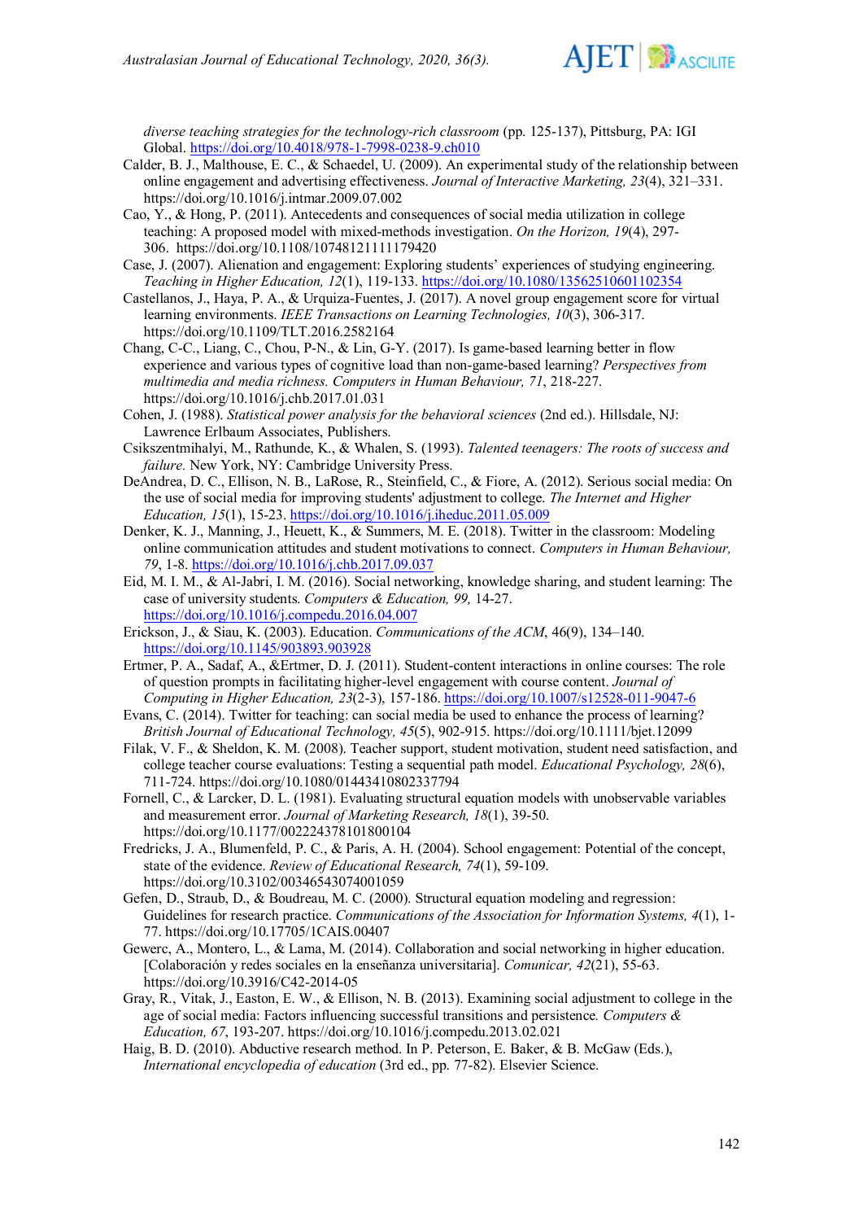*diverse teaching strategies for the technology-rich classroom* (pp. 125-137), Pittsburg, PA: IGI Global. https://doi.org/10.4018/978-1-7998-0238-9.ch010

Calder, B. J., Malthouse, E. C., & Schaedel, U. (2009). An experimental study of the relationship between online engagement and advertising effectiveness. *Journal of Interactive Marketing, 23*(4), 321–331. https://doi.org/10.1016/j.intmar.2009.07.002

Cao, Y., & Hong, P. (2011). Antecedents and consequences of social media utilization in college teaching: A proposed model with mixed-methods investigation. *On the Horizon, 19*(4), 297-306. https://doi.org/10.1108/10748121111179420

Case, J. (2007). Alienation and engagement: Exploring students' experiences of studying engineering. *Teaching in Higher Education, 12*(1), 119-133. https://doi.org/10.1080/13562510601102354

Castellanos, J., Haya, P. A., & Urquiza-Fuentes, J. (2017). A novel group engagement score for virtual learning environments. *IEEE Transactions on Learning Technologies, 10*(3), 306-317. https://doi.org/10.1109/TLT.2016.2582164

Chang, C-C., Liang, C., Chou, P-N., & Lin, G-Y. (2017). Is game-based learning better in flow experience and various types of cognitive load than non-game-based learning? *Perspectives from multimedia and media richness. Computers in Human Behaviour, 71*, 218-227. https://doi.org/10.1016/j.chb.2017.01.031

Cohen, J. (1988). *Statistical power analysis for the behavioral sciences* (2nd ed.). Hillsdale, NJ: Lawrence Erlbaum Associates, Publishers.

Csikszentmihalyi, M., Rathunde, K., & Whalen, S. (1993). *Talented teenagers: The roots of success and failure.* New York, NY: Cambridge University Press.

DeAndrea, D. C., Ellison, N. B., LaRose, R., Steinfield, C., & Fiore, A. (2012). Serious social media: On the use of social media for improving students' adjustment to college. *The Internet and Higher Education, 15*(1), 15-23. https://doi.org/10.1016/j.iheduc.2011.05.009

Denker, K. J., Manning, J., Heuett, K., & Summers, M. E. (2018). Twitter in the classroom: Modeling online communication attitudes and student motivations to connect. *Computers in Human Behaviour, 79*, 1-8. https://doi.org/10.1016/j.chb.2017.09.037

Eid, M. I. M., & Al-Jabri, I. M. (2016). Social networking, knowledge sharing, and student learning: The case of university students. *Computers & Education, 99*, 14-27. https://doi.org/10.1016/j.compedu.2016.04.007

Erickson, J., & Siau, K. (2003). Education. *Communications of the ACM*, 46(9), 134–140. https://doi.org/10.1145/903893.903928

Ertmer, P. A., Sadaf, A., &Ertmer, D. J. (2011). Student-content interactions in online courses: The role of question prompts in facilitating higher-level engagement with course content. *Journal of Computing in Higher Education, 23*(2-3), 157-186. https://doi.org/10.1007/s12528-011-9047-6

Evans, C. (2014). Twitter for teaching: can social media be used to enhance the process of learning? *British Journal of Educational Technology, 45*(5), 902-915. https://doi.org/10.1111/bjet.12099

Filak, V. F., & Sheldon, K. M. (2008). Teacher support, student motivation, student need satisfaction, and college teacher course evaluations: Testing a sequential path model. *Educational Psychology, 28*(6), 711-724. https://doi.org/10.1080/01443410802337794

Fornell, C., & Larcker, D. L. (1981). Evaluating structural equation models with unobservable variables and measurement error. *Journal of Marketing Research, 18*(1), 39-50. https://doi.org/10.1177/002224378101800104

Fredricks, J. A., Blumenfeld, P. C., & Paris, A. H. (2004). School engagement: Potential of the concept, state of the evidence. *Review of Educational Research, 74*(1), 59-109. https://doi.org/10.3102/00346543074001059

Gefen, D., Straub, D., & Boudreau, M. C. (2000). Structural equation modeling and regression: Guidelines for research practice. *Communications of the Association for Information Systems, 4*(1), 1-77. https://doi.org/10.17705/1CAIS.00407

Gewerc, A., Montero, L., & Lama, M. (2014). Collaboration and social networking in higher education. [Colaboración y redes sociales en la enseñanza universitaria]. *Comunicar, 42*(21), 55-63. https://doi.org/10.3916/C42-2014-05

Gray, R., Vitak, J., Easton, E. W., & Ellison, N. B. (2013). Examining social adjustment to college in the age of social media: Factors influencing successful transitions and persistence. *Computers & Education, 67*, 193-207. https://doi.org/10.1016/j.compedu.2013.02.021

Haig, B. D. (2010). Abductive research method. In P. Peterson, E. Baker, & B. McGaw (Eds.), *International encyclopedia of education* (3rd ed., pp. 77-82). Elsevier Science.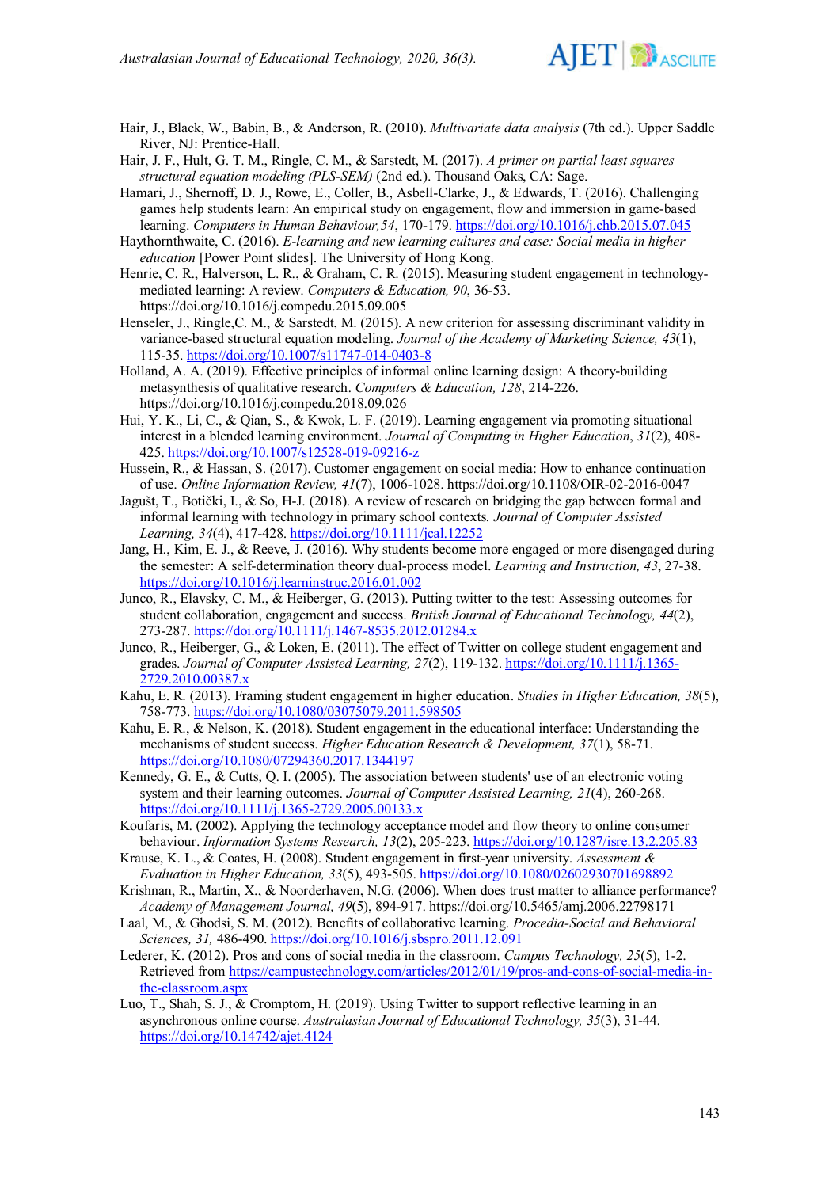Hair, J., Black, W., Babin, B., & Anderson, R. (2010). *Multivariate data analysis* (7th ed.). Upper Saddle River, NJ: Prentice-Hall.

Hair, J. F., Hult, G. T. M., Ringle, C. M., & Sarstedt, M. (2017). *A primer on partial least squares structural equation modeling (PLS-SEM)* (2nd ed.). Thousand Oaks, CA: Sage.

Hamari, J., Shernoff, D. J., Rowe, E., Coller, B., Asbell-Clarke, J., & Edwards, T. (2016). Challenging games help students learn: An empirical study on engagement, flow and immersion in game-based learning. *Computers in Human Behaviour,54*, 170-179. https://doi.org/10.1016/j.chb.2015.07.045

Haythornthwaite, C. (2016). *E-learning and new learning cultures and case: Social media in higher education* [Power Point slides]. The University of Hong Kong.

Henrie, C. R., Halverson, L. R., & Graham, C. R. (2015). Measuring student engagement in technology-mediated learning: A review. *Computers & Education, 90*, 36-53. https://doi.org/10.1016/j.compedu.2015.09.005

Henseler, J., Ringle,C. M., & Sarstedt, M. (2015). A new criterion for assessing discriminant validity in variance-based structural equation modeling. *Journal of the Academy of Marketing Science, 43*(1), 115-35. https://doi.org/10.1007/s11747-014-0403-8

Holland, A. A. (2019). Effective principles of informal online learning design: A theory-building metasynthesis of qualitative research. *Computers & Education, 128*, 214-226. https://doi.org/10.1016/j.compedu.2018.09.026

Hui, Y. K., Li, C., & Qian, S., & Kwok, L. F. (2019). Learning engagement via promoting situational interest in a blended learning environment. *Journal of Computing in Higher Education*, *31*(2), 408-425. https://doi.org/10.1007/s12528-019-09216-z

Hussein, R., & Hassan, S. (2017). Customer engagement on social media: How to enhance continuation of use. *Online Information Review, 41*(7), 1006-1028. https://doi.org/10.1108/OIR-02-2016-0047

Jagušt, T., Botički, I., & So, H-J. (2018). A review of research on bridging the gap between formal and informal learning with technology in primary school contexts*. Journal of Computer Assisted Learning, 34*(4), 417-428. https://doi.org/10.1111/jcal.12252

Jang, H., Kim, E. J., & Reeve, J. (2016). Why students become more engaged or more disengaged during the semester: A self-determination theory dual-process model. *Learning and Instruction, 43*, 27-38. https://doi.org/10.1016/j.learninstruc.2016.01.002

Junco, R., Elavsky, C. M., & Heiberger, G. (2013). Putting twitter to the test: Assessing outcomes for student collaboration, engagement and success. *British Journal of Educational Technology, 44*(2), 273-287. https://doi.org/10.1111/j.1467-8535.2012.01284.x

Junco, R., Heiberger, G., & Loken, E. (2011). The effect of Twitter on college student engagement and grades. *Journal of Computer Assisted Learning, 27*(2), 119-132. https://doi.org/10.1111/j.1365-2729.2010.00387.x

Kahu, E. R. (2013). Framing student engagement in higher education. *Studies in Higher Education, 38*(5), 758-773. https://doi.org/10.1080/03075079.2011.598505

Kahu, E. R., & Nelson, K. (2018). Student engagement in the educational interface: Understanding the mechanisms of student success. *Higher Education Research & Development, 37*(1), 58-71. https://doi.org/10.1080/07294360.2017.1344197

Kennedy, G. E., & Cutts, Q. I. (2005). The association between students' use of an electronic voting system and their learning outcomes. *Journal of Computer Assisted Learning, 21*(4), 260-268. https://doi.org/10.1111/j.1365-2729.2005.00133.x

Koufaris, M. (2002). Applying the technology acceptance model and flow theory to online consumer behaviour. *Information Systems Research, 13*(2), 205-223. https://doi.org/10.1287/isre.13.2.205.83

Krause, K. L., & Coates, H. (2008). Student engagement in first-year university. *Assessment & Evaluation in Higher Education, 33*(5), 493-505. https://doi.org/10.1080/02602930701698892

Krishnan, R., Martin, X., & Noorderhaven, N.G. (2006). When does trust matter to alliance performance? *Academy of Management Journal, 49*(5), 894-917. https://doi.org/10.5465/amj.2006.22798171

Laal, M., & Ghodsi, S. M. (2012). Benefits of collaborative learning. *Procedia-Social and Behavioral Sciences, 31,* 486-490. https://doi.org/10.1016/j.sbspro.2011.12.091

Lederer, K. (2012). Pros and cons of social media in the classroom. *Campus Technology, 25*(5), 1-2. Retrieved from https://campustechnology.com/articles/2012/01/19/pros-and-cons-of-social-media-in-the-classroom.aspx

Luo, T., Shah, S. J., & Cromptom, H. (2019). Using Twitter to support reflective learning in an asynchronous online course. *Australasian Journal of Educational Technology, 35*(3), 31-44. https://doi.org/10.14742/ajet.4124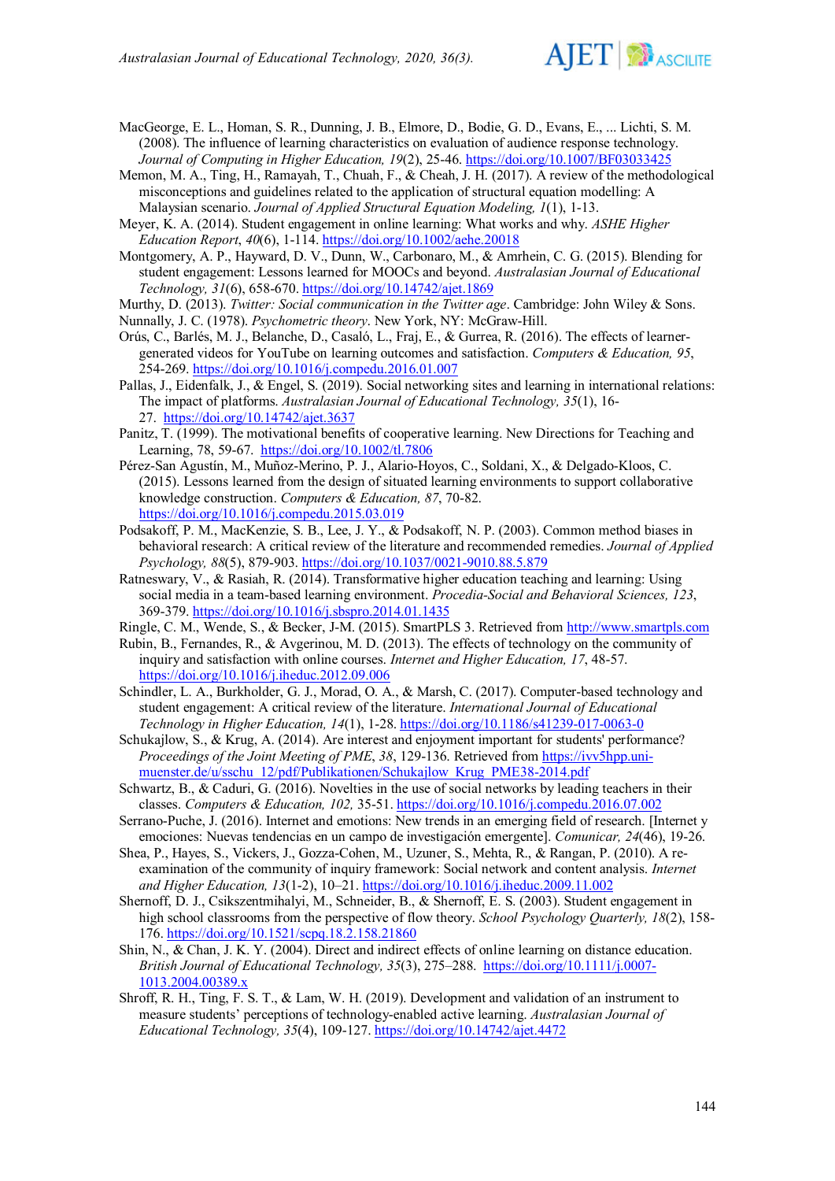MacGeorge, E. L., Homan, S. R., Dunning, J. B., Elmore, D., Bodie, G. D., Evans, E., ... Lichti, S. M. (2008). The influence of learning characteristics on evaluation of audience response technology. *Journal of Computing in Higher Education, 19*(2), 25-46. https://doi.org/10.1007/BF03033425

Memon, M. A., Ting, H., Ramayah, T., Chuah, F., & Cheah, J. H. (2017). A review of the methodological misconceptions and guidelines related to the application of structural equation modelling: A Malaysian scenario. *Journal of Applied Structural Equation Modeling, 1*(1), 1-13.

Meyer, K. A. (2014). Student engagement in online learning: What works and why. *ASHE Higher Education Report*, *40*(6), 1-114. https://doi.org/10.1002/aehe.20018

Montgomery, A. P., Hayward, D. V., Dunn, W., Carbonaro, M., & Amrhein, C. G. (2015). Blending for student engagement: Lessons learned for MOOCs and beyond. *Australasian Journal of Educational Technology, 31*(6), 658-670. https://doi.org/10.14742/ajet.1869

Murthy, D. (2013). *Twitter: Social communication in the Twitter age*. Cambridge: John Wiley & Sons.

Nunnally, J. C. (1978). *Psychometric theory*. New York, NY: McGraw-Hill.

Orús, C., Barlés, M. J., Belanche, D., Casaló, L., Fraj, E., & Gurrea, R. (2016). The effects of learner-generated videos for YouTube on learning outcomes and satisfaction. *Computers & Education, 95*, 254-269. https://doi.org/10.1016/j.compedu.2016.01.007

Pallas, J., Eidenfalk, J., & Engel, S. (2019). Social networking sites and learning in international relations: The impact of platforms. *Australasian Journal of Educational Technology, 35*(1), 16-27. https://doi.org/10.14742/ajet.3637

Panitz, T. (1999). The motivational benefits of cooperative learning. New Directions for Teaching and Learning, 78, 59-67. https://doi.org/10.1002/tl.7806

Pérez-San Agustín, M., Muñoz-Merino, P. J., Alario-Hoyos, C., Soldani, X., & Delgado-Kloos, C. (2015). Lessons learned from the design of situated learning environments to support collaborative knowledge construction. *Computers & Education, 87*, 70-82. https://doi.org/10.1016/j.compedu.2015.03.019

Podsakoff, P. M., MacKenzie, S. B., Lee, J. Y., & Podsakoff, N. P. (2003). Common method biases in behavioral research: A critical review of the literature and recommended remedies. *Journal of Applied Psychology, 88*(5), 879-903. https://doi.org/10.1037/0021-9010.88.5.879

Ratneswary, V., & Rasiah, R. (2014). Transformative higher education teaching and learning: Using social media in a team-based learning environment. *Procedia-Social and Behavioral Sciences, 123*, 369-379. https://doi.org/10.1016/j.sbspro.2014.01.1435

Ringle, C. M., Wende, S., & Becker, J-M. (2015). SmartPLS 3. Retrieved from http://www.smartpls.com

Rubin, B., Fernandes, R., & Avgerinou, M. D. (2013). The effects of technology on the community of inquiry and satisfaction with online courses. *Internet and Higher Education, 17*, 48-57. https://doi.org/10.1016/j.iheduc.2012.09.006

Schindler, L. A., Burkholder, G. J., Morad, O. A., & Marsh, C. (2017). Computer-based technology and student engagement: A critical review of the literature. *International Journal of Educational Technology in Higher Education, 14*(1), 1-28. https://doi.org/10.1186/s41239-017-0063-0

Schukajlow, S., & Krug, A. (2014). Are interest and enjoyment important for students' performance? *Proceedings of the Joint Meeting of PME*, *38*, 129-136. Retrieved from https://ivv5hpp.uni-muenster.de/u/sschu_12/pdf/Publikationen/Schukajlow_Krug_PME38-2014.pdf

Schwartz, B., & Caduri, G. (2016). Novelties in the use of social networks by leading teachers in their classes. *Computers & Education, 102,* 35-51. https://doi.org/10.1016/j.compedu.2016.07.002

Serrano-Puche, J. (2016). Internet and emotions: New trends in an emerging field of research. [Internet y emociones: Nuevas tendencias en un campo de investigación emergente]. *Comunicar, 24*(46), 19-26.

Shea, P., Hayes, S., Vickers, J., Gozza-Cohen, M., Uzuner, S., Mehta, R., & Rangan, P. (2010). A re-examination of the community of inquiry framework: Social network and content analysis. *Internet and Higher Education, 13*(1-2), 10–21. https://doi.org/10.1016/j.iheduc.2009.11.002

Shernoff, D. J., Csikszentmihalyi, M., Schneider, B., & Shernoff, E. S. (2003). Student engagement in high school classrooms from the perspective of flow theory. *School Psychology Quarterly, 18*(2), 158-176. https://doi.org/10.1521/scpq.18.2.158.21860

Shin, N., & Chan, J. K. Y. (2004). Direct and indirect effects of online learning on distance education. *British Journal of Educational Technology, 35*(3), 275–288. https://doi.org/10.1111/j.0007-1013.2004.00389.x

Shroff, R. H., Ting, F. S. T., & Lam, W. H. (2019). Development and validation of an instrument to measure students' perceptions of technology-enabled active learning. *Australasian Journal of Educational Technology, 35*(4), 109-127. https://doi.org/10.14742/ajet.4472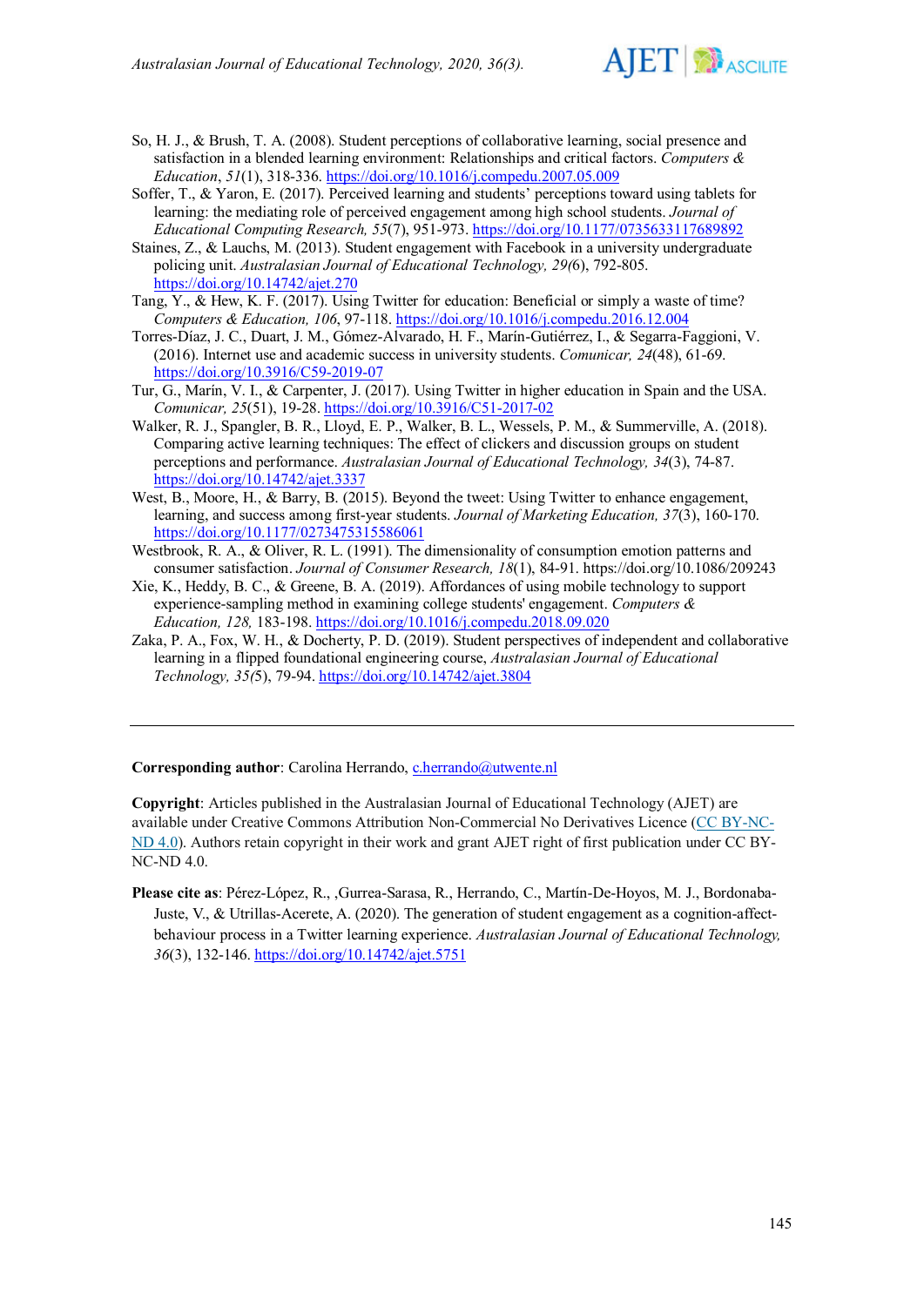So, H. J., & Brush, T. A. (2008). Student perceptions of collaborative learning, social presence and satisfaction in a blended learning environment: Relationships and critical factors. *Computers & Education*, *51*(1), 318-336. https://doi.org/10.1016/j.compedu.2007.05.009

Soffer, T., & Yaron, E. (2017). Perceived learning and students' perceptions toward using tablets for learning: the mediating role of perceived engagement among high school students. *Journal of Educational Computing Research, 55*(7), 951-973. https://doi.org/10.1177/0735633117689892

Staines, Z., & Lauchs, M. (2013). Student engagement with Facebook in a university undergraduate policing unit. *Australasian Journal of Educational Technology, 29(*6), 792-805. https://doi.org/10.14742/ajet.270

Tang, Y., & Hew, K. F. (2017). Using Twitter for education: Beneficial or simply a waste of time? *Computers & Education, 106*, 97-118. https://doi.org/10.1016/j.compedu.2016.12.004

Torres-Díaz, J. C., Duart, J. M., Gómez-Alvarado, H. F., Marín-Gutiérrez, I., & Segarra-Faggioni, V. (2016). Internet use and academic success in university students. *Comunicar, 24*(48), 61-69. https://doi.org/10.3916/C59-2019-07

Tur, G., Marín, V. I., & Carpenter, J. (2017). Using Twitter in higher education in Spain and the USA. *Comunicar, 25*(51), 19-28. https://doi.org/10.3916/C51-2017-02

Walker, R. J., Spangler, B. R., Lloyd, E. P., Walker, B. L., Wessels, P. M., & Summerville, A. (2018). Comparing active learning techniques: The effect of clickers and discussion groups on student perceptions and performance. *Australasian Journal of Educational Technology, 34*(3), 74-87. https://doi.org/10.14742/ajet.3337

West, B., Moore, H., & Barry, B. (2015). Beyond the tweet: Using Twitter to enhance engagement, learning, and success among first-year students. *Journal of Marketing Education, 37*(3), 160-170. https://doi.org/10.1177/0273475315586061

Westbrook, R. A., & Oliver, R. L. (1991). The dimensionality of consumption emotion patterns and consumer satisfaction. *Journal of Consumer Research, 18*(1), 84-91. https://doi.org/10.1086/209243

Xie, K., Heddy, B. C., & Greene, B. A. (2019). Affordances of using mobile technology to support experience-sampling method in examining college students' engagement. *Computers & Education, 128,* 183-198. https://doi.org/10.1016/j.compedu.2018.09.020

Zaka, P. A., Fox, W. H., & Docherty, P. D. (2019). Student perspectives of independent and collaborative learning in a flipped foundational engineering course, *Australasian Journal of Educational Technology, 35(*5), 79-94. https://doi.org/10.14742/ajet.3804

---

**Corresponding author**: Carolina Herrando, c.herrando@utwente.nl

**Copyright**: Articles published in the Australasian Journal of Educational Technology (AJET) are available under Creative Commons Attribution Non-Commercial No Derivatives Licence (CC BY-NC-ND 4.0). Authors retain copyright in their work and grant AJET right of first publication under CC BY-NC-ND 4.0.

**Please cite as**: Pérez-López, R., ,Gurrea-Sarasa, R., Herrando, C., Martín-De-Hoyos, M. J., Bordonaba-Juste, V., & Utrillas-Acerete, A. (2020). The generation of student engagement as a cognition-affect-behaviour process in a Twitter learning experience. *Australasian Journal of Educational Technology, 36*(3), 132-146. https://doi.org/10.14742/ajet.5751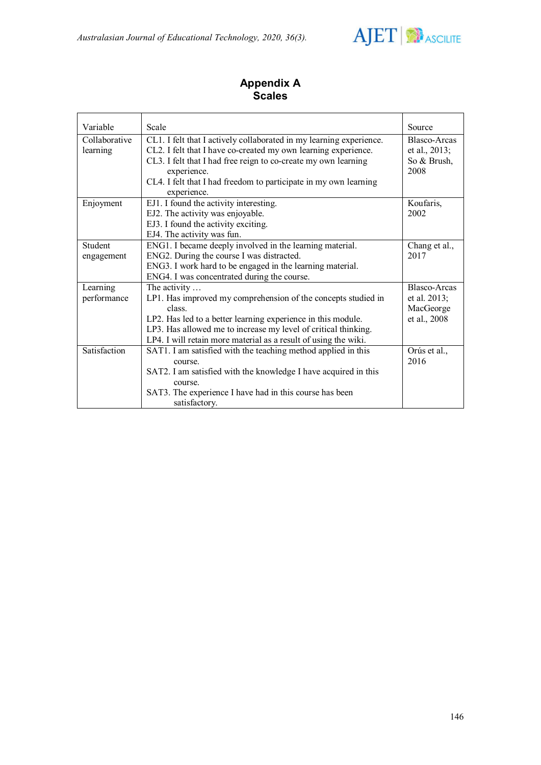# Appendix A
## Scales

| Variable | Scale | Source |
|---|---|---|
| Collaborative learning | CL1. I felt that I actively collaborated in my learning experience.<br>CL2. I felt that I have co-created my own learning experience.<br>CL3. I felt that I had free reign to co-create my own learning experience.<br>CL4. I felt that I had freedom to participate in my own learning experience. | Blasco-Arcas et al., 2013; So & Brush, 2008 |
| Enjoyment | EJ1. I found the activity interesting.<br>EJ2. The activity was enjoyable.<br>EJ3. I found the activity exciting.<br>EJ4. The activity was fun. | Koufaris, 2002 |
| Student engagement | ENG1. I became deeply involved in the learning material.<br>ENG2. During the course I was distracted.<br>ENG3. I work hard to be engaged in the learning material.<br>ENG4. I was concentrated during the course. | Chang et al., 2017 |
| Learning performance | The activity …<br>LP1. Has improved my comprehension of the concepts studied in class.<br>LP2. Has led to a better learning experience in this module.<br>LP3. Has allowed me to increase my level of critical thinking.<br>LP4. I will retain more material as a result of using the wiki. | Blasco-Arcas et al. 2013; MacGeorge et al., 2008 |
| Satisfaction | SAT1. I am satisfied with the teaching method applied in this course.<br>SAT2. I am satisfied with the knowledge I have acquired in this course.<br>SAT3. The experience I have had in this course has been satisfactory. | Orús et al., 2016 |